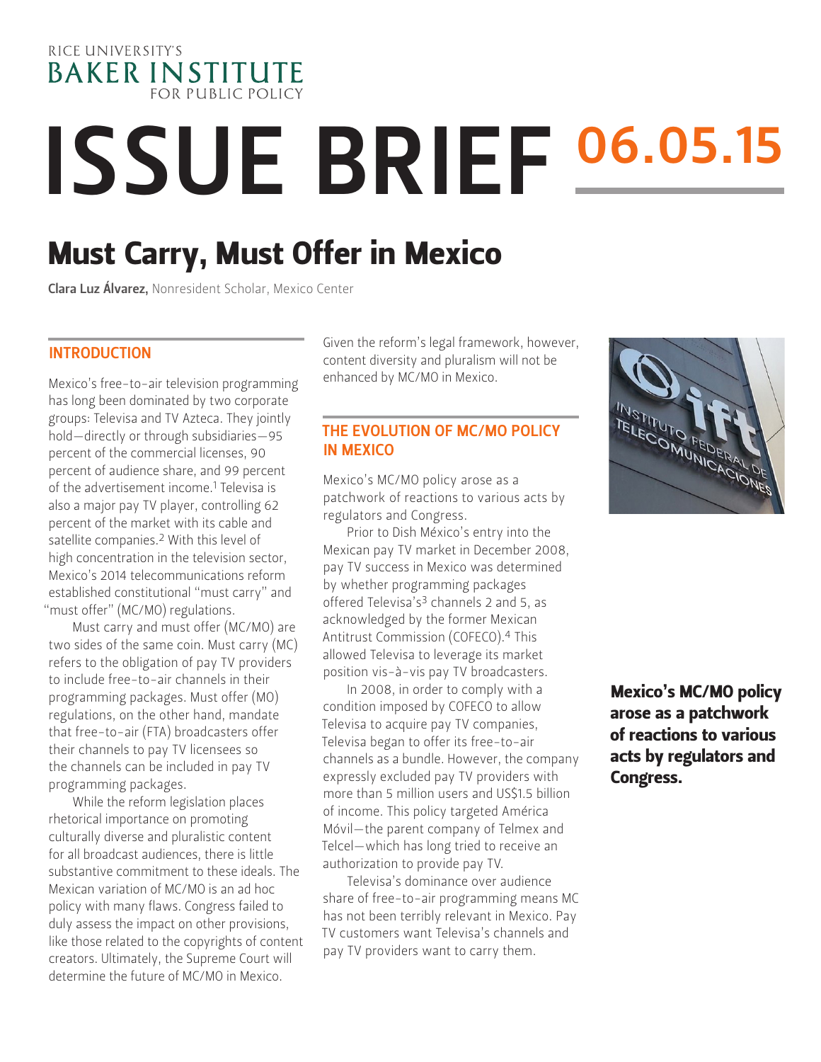RICE UNIVERSITY'S
BAKER INSTITUTE
FOR PUBLIC POLICY

# ISSUE BRIEF 06.05.15

# Must Carry, Must Offer in Mexico

**Clara Luz Álvarez,** Nonresident Scholar, Mexico Center

## INTRODUCTION

Mexico's free-to-air television programming has long been dominated by two corporate groups: Televisa and TV Azteca. They jointly hold—directly or through subsidiaries—95 percent of the commercial licenses, 90 percent of audience share, and 99 percent of the advertisement income.[1] Televisa is also a major pay TV player, controlling 62 percent of the market with its cable and satellite companies.[2] With this level of high concentration in the television sector, Mexico's 2014 telecommunications reform established constitutional "must carry" and "must offer" (MC/MO) regulations.

Must carry and must offer (MC/MO) are two sides of the same coin. Must carry (MC) refers to the obligation of pay TV providers to include free-to-air channels in their programming packages. Must offer (MO) regulations, on the other hand, mandate that free-to-air (FTA) broadcasters offer their channels to pay TV licensees so the channels can be included in pay TV programming packages.

While the reform legislation places rhetorical importance on promoting culturally diverse and pluralistic content for all broadcast audiences, there is little substantive commitment to these ideals. The Mexican variation of MC/MO is an ad hoc policy with many flaws. Congress failed to duly assess the impact on other provisions, like those related to the copyrights of content creators. Ultimately, the Supreme Court will determine the future of MC/MO in Mexico. Given the reform's legal framework, however, content diversity and pluralism will not be enhanced by MC/MO in Mexico.

## THE EVOLUTION OF MC/MO POLICY IN MEXICO

Mexico's MC/MO policy arose as a patchwork of reactions to various acts by regulators and Congress.

Prior to Dish México's entry into the Mexican pay TV market in December 2008, pay TV success in Mexico was determined by whether programming packages offered Televisa's[3] channels 2 and 5, as acknowledged by the former Mexican Antitrust Commission (COFECO).[4] This allowed Televisa to leverage its market position vis-à-vis pay TV broadcasters.

In 2008, in order to comply with a condition imposed by COFECO to allow Televisa to acquire pay TV companies, Televisa began to offer its free-to-air channels as a bundle. However, the company expressly excluded pay TV providers with more than 5 million users and US$1.5 billion of income. This policy targeted América Móvil—the parent company of Telmex and Telcel—which has long tried to receive an authorization to provide pay TV.

Televisa's dominance over audience share of free-to-air programming means MC has not been terribly relevant in Mexico. Pay TV customers want Televisa's channels and pay TV providers want to carry them.

**Mexico's MC/MO policy arose as a patchwork of reactions to various acts by regulators and Congress.**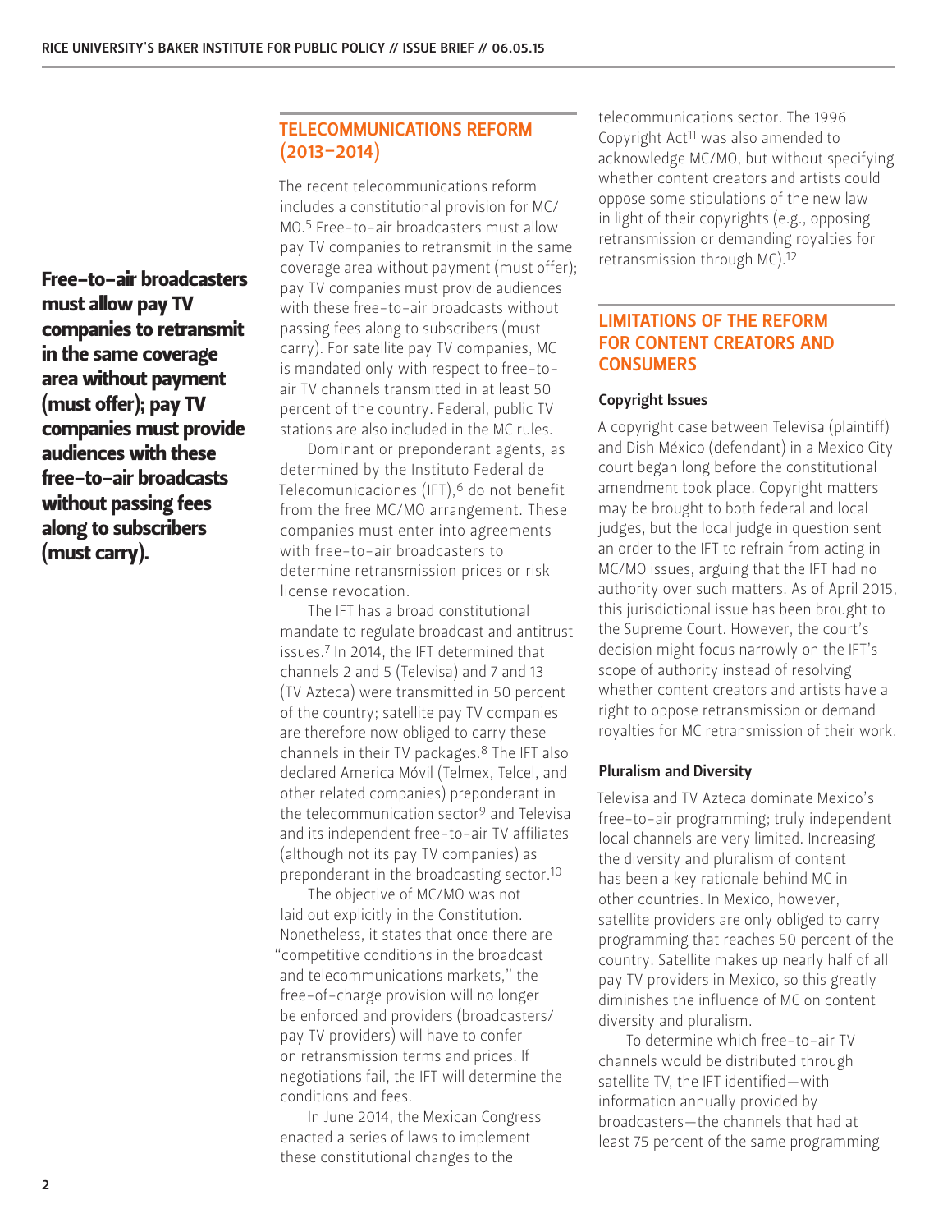**Free-to-air broadcasters must allow pay TV companies to retransmit in the same coverage area without payment (must offer); pay TV companies must provide audiences with these free-to-air broadcasts without passing fees along to subscribers (must carry).**

## TELECOMMUNICATIONS REFORM (2013–2014)

The recent telecommunications reform includes a constitutional provision for MC/MO.[5] Free-to-air broadcasters must allow pay TV companies to retransmit in the same coverage area without payment (must offer); pay TV companies must provide audiences with these free-to-air broadcasts without passing fees along to subscribers (must carry). For satellite pay TV companies, MC is mandated only with respect to free-to-air TV channels transmitted in at least 50 percent of the country. Federal, public TV stations are also included in the MC rules.

Dominant or preponderant agents, as determined by the Instituto Federal de Telecomunicaciones (IFT),[6] do not benefit from the free MC/MO arrangement. These companies must enter into agreements with free-to-air broadcasters to determine retransmission prices or risk license revocation.

The IFT has a broad constitutional mandate to regulate broadcast and antitrust issues.[7] In 2014, the IFT determined that channels 2 and 5 (Televisa) and 7 and 13 (TV Azteca) were transmitted in 50 percent of the country; satellite pay TV companies are therefore now obliged to carry these channels in their TV packages.[8] The IFT also declared America Móvil (Telmex, Telcel, and other related companies) preponderant in the telecommunication sector[9] and Televisa and its independent free-to-air TV affiliates (although not its pay TV companies) as preponderant in the broadcasting sector.[10]

The objective of MC/MO was not laid out explicitly in the Constitution. Nonetheless, it states that once there are "competitive conditions in the broadcast and telecommunications markets," the free-of-charge provision will no longer be enforced and providers (broadcasters/pay TV providers) will have to confer on retransmission terms and prices. If negotiations fail, the IFT will determine the conditions and fees.

In June 2014, the Mexican Congress enacted a series of laws to implement these constitutional changes to the telecommunications sector. The 1996 Copyright Act[11] was also amended to acknowledge MC/MO, but without specifying whether content creators and artists could oppose some stipulations of the new law in light of their copyrights (e.g., opposing retransmission or demanding royalties for retransmission through MC).[12]

## LIMITATIONS OF THE REFORM FOR CONTENT CREATORS AND CONSUMERS

### Copyright Issues

A copyright case between Televisa (plaintiff) and Dish México (defendant) in a Mexico City court began long before the constitutional amendment took place. Copyright matters may be brought to both federal and local judges, but the local judge in question sent an order to the IFT to refrain from acting in MC/MO issues, arguing that the IFT had no authority over such matters. As of April 2015, this jurisdictional issue has been brought to the Supreme Court. However, the court's decision might focus narrowly on the IFT's scope of authority instead of resolving whether content creators and artists have a right to oppose retransmission or demand royalties for MC retransmission of their work.

### Pluralism and Diversity

Televisa and TV Azteca dominate Mexico's free-to-air programming; truly independent local channels are very limited. Increasing the diversity and pluralism of content has been a key rationale behind MC in other countries. In Mexico, however, satellite providers are only obliged to carry programming that reaches 50 percent of the country. Satellite makes up nearly half of all pay TV providers in Mexico, so this greatly diminishes the influence of MC on content diversity and pluralism.

To determine which free-to-air TV channels would be distributed through satellite TV, the IFT identified—with information annually provided by broadcasters—the channels that had at least 75 percent of the same programming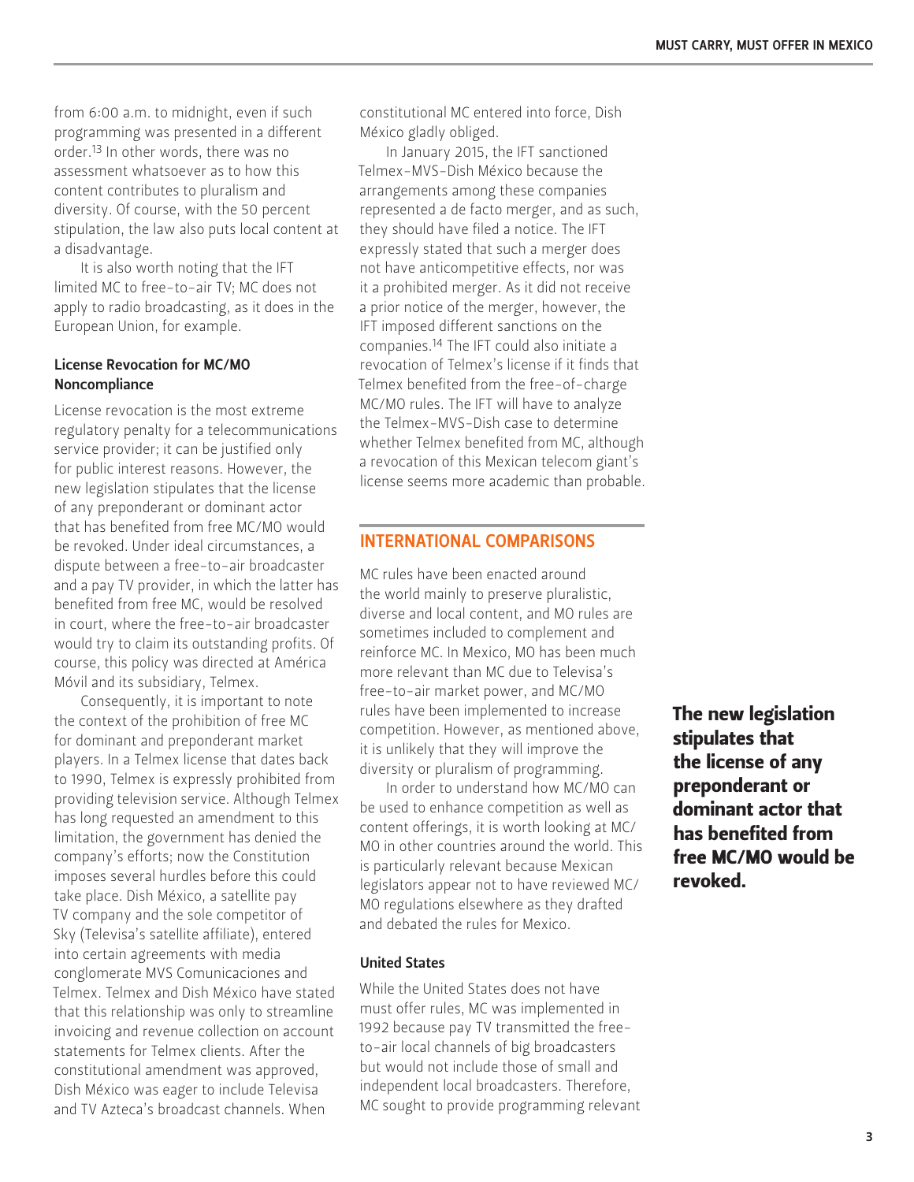from 6:00 a.m. to midnight, even if such programming was presented in a different order.[13] In other words, there was no assessment whatsoever as to how this content contributes to pluralism and diversity. Of course, with the 50 percent stipulation, the law also puts local content at a disadvantage.

It is also worth noting that the IFT limited MC to free-to-air TV; MC does not apply to radio broadcasting, as it does in the European Union, for example.

### License Revocation for MC/MO Noncompliance

License revocation is the most extreme regulatory penalty for a telecommunications service provider; it can be justified only for public interest reasons. However, the new legislation stipulates that the license of any preponderant or dominant actor that has benefited from free MC/MO would be revoked. Under ideal circumstances, a dispute between a free-to-air broadcaster and a pay TV provider, in which the latter has benefited from free MC, would be resolved in court, where the free-to-air broadcaster would try to claim its outstanding profits. Of course, this policy was directed at América Móvil and its subsidiary, Telmex.

Consequently, it is important to note the context of the prohibition of free MC for dominant and preponderant market players. In a Telmex license that dates back to 1990, Telmex is expressly prohibited from providing television service. Although Telmex has long requested an amendment to this limitation, the government has denied the company's efforts; now the Constitution imposes several hurdles before this could take place. Dish México, a satellite pay TV company and the sole competitor of Sky (Televisa's satellite affiliate), entered into certain agreements with media conglomerate MVS Comunicaciones and Telmex. Telmex and Dish México have stated that this relationship was only to streamline invoicing and revenue collection on account statements for Telmex clients. After the constitutional amendment was approved, Dish México was eager to include Televisa and TV Azteca's broadcast channels. When constitutional MC entered into force, Dish México gladly obliged.

In January 2015, the IFT sanctioned Telmex-MVS-Dish México because the arrangements among these companies represented a de facto merger, and as such, they should have filed a notice. The IFT expressly stated that such a merger does not have anticompetitive effects, nor was it a prohibited merger. As it did not receive a prior notice of the merger, however, the IFT imposed different sanctions on the companies.[14] The IFT could also initiate a revocation of Telmex's license if it finds that Telmex benefited from the free-of-charge MC/MO rules. The IFT will have to analyze the Telmex-MVS-Dish case to determine whether Telmex benefited from MC, although a revocation of this Mexican telecom giant's license seems more academic than probable.

**The new legislation stipulates that the license of any preponderant or dominant actor that has benefited from free MC/MO would be revoked.**

## INTERNATIONAL COMPARISONS

MC rules have been enacted around the world mainly to preserve pluralistic, diverse and local content, and MO rules are sometimes included to complement and reinforce MC. In Mexico, MO has been much more relevant than MC due to Televisa's free-to-air market power, and MC/MO rules have been implemented to increase competition. However, as mentioned above, it is unlikely that they will improve the diversity or pluralism of programming.

In order to understand how MC/MO can be used to enhance competition as well as content offerings, it is worth looking at MC/MO in other countries around the world. This is particularly relevant because Mexican legislators appear not to have reviewed MC/MO regulations elsewhere as they drafted and debated the rules for Mexico.

### United States

While the United States does not have must offer rules, MC was implemented in 1992 because pay TV transmitted the free-to-air local channels of big broadcasters but would not include those of small and independent local broadcasters. Therefore, MC sought to provide programming relevant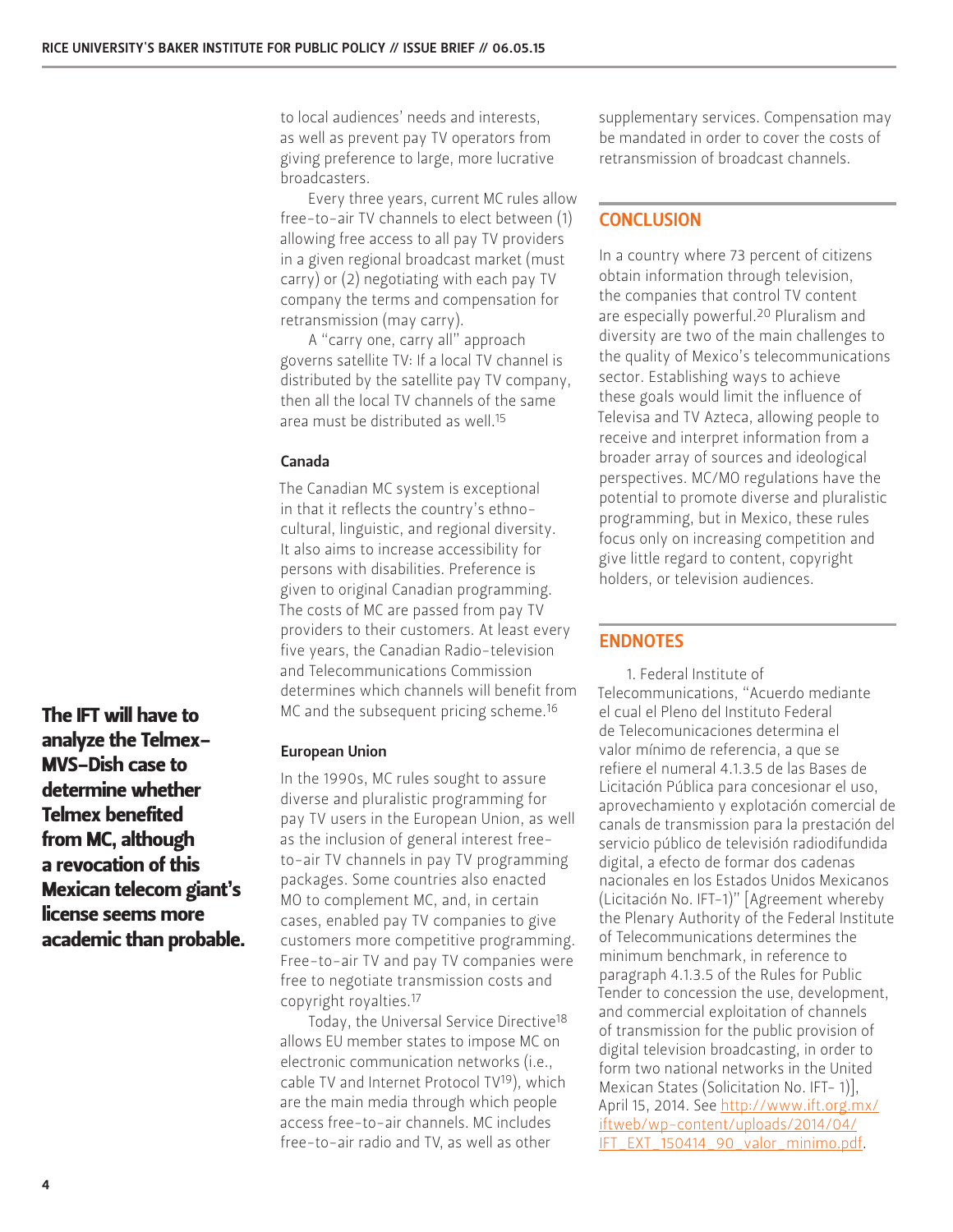to local audiences' needs and interests, as well as prevent pay TV operators from giving preference to large, more lucrative broadcasters.

Every three years, current MC rules allow free-to-air TV channels to elect between (1) allowing free access to all pay TV providers in a given regional broadcast market (must carry) or (2) negotiating with each pay TV company the terms and compensation for retransmission (may carry).

A "carry one, carry all" approach governs satellite TV: If a local TV channel is distributed by the satellite pay TV company, then all the local TV channels of the same area must be distributed as well.[15]

**The IFT will have to analyze the Telmex–MVS–Dish case to determine whether Telmex benefited from MC, although a revocation of this Mexican telecom giant's license seems more academic than probable.**

### Canada

The Canadian MC system is exceptional in that it reflects the country's ethno-cultural, linguistic, and regional diversity. It also aims to increase accessibility for persons with disabilities. Preference is given to original Canadian programming. The costs of MC are passed from pay TV providers to their customers. At least every five years, the Canadian Radio-television and Telecommunications Commission determines which channels will benefit from MC and the subsequent pricing scheme.[16]

### European Union

In the 1990s, MC rules sought to assure diverse and pluralistic programming for pay TV users in the European Union, as well as the inclusion of general interest free-to-air TV channels in pay TV programming packages. Some countries also enacted MO to complement MC, and, in certain cases, enabled pay TV companies to give customers more competitive programming. Free-to-air TV and pay TV companies were free to negotiate transmission costs and copyright royalties.[17]

Today, the Universal Service Directive[18] allows EU member states to impose MC on electronic communication networks (i.e., cable TV and Internet Protocol TV[19]), which are the main media through which people access free-to-air channels. MC includes free-to-air radio and TV, as well as other supplementary services. Compensation may be mandated in order to cover the costs of retransmission of broadcast channels.

## CONCLUSION

In a country where 73 percent of citizens obtain information through television, the companies that control TV content are especially powerful.[20] Pluralism and diversity are two of the main challenges to the quality of Mexico's telecommunications sector. Establishing ways to achieve these goals would limit the influence of Televisa and TV Azteca, allowing people to receive and interpret information from a broader array of sources and ideological perspectives. MC/MO regulations have the potential to promote diverse and pluralistic programming, but in Mexico, these rules focus only on increasing competition and give little regard to content, copyright holders, or television audiences.

## ENDNOTES

1. Federal Institute of Telecommunications, "Acuerdo mediante el cual el Pleno del Instituto Federal de Telecomunicaciones determina el valor mínimo de referencia, a que se refiere el numeral 4.1.3.5 de las Bases de Licitación Pública para concesionar el uso, aprovechamiento y explotación comercial de canales de transmission para la prestación del servicio público de televisión radiodifundida digital, a efecto de formar dos cadenas nacionales en los Estados Unidos Mexicanos (Licitación No. IFT-1)" [Agreement whereby the Plenary Authority of the Federal Institute of Telecommunications determines the minimum benchmark, in reference to paragraph 4.1.3.5 of the Rules for Public Tender to concession the use, development, and commercial exploitation of channels of transmission for the public provision of digital television broadcasting, in order to form two national networks in the United Mexican States (Solicitation No. IFT- 1)], April 15, 2014. See http://www.ift.org.mx/iftweb/wp-content/uploads/2014/04/IFT_EXT_150414_90_valor_minimo.pdf.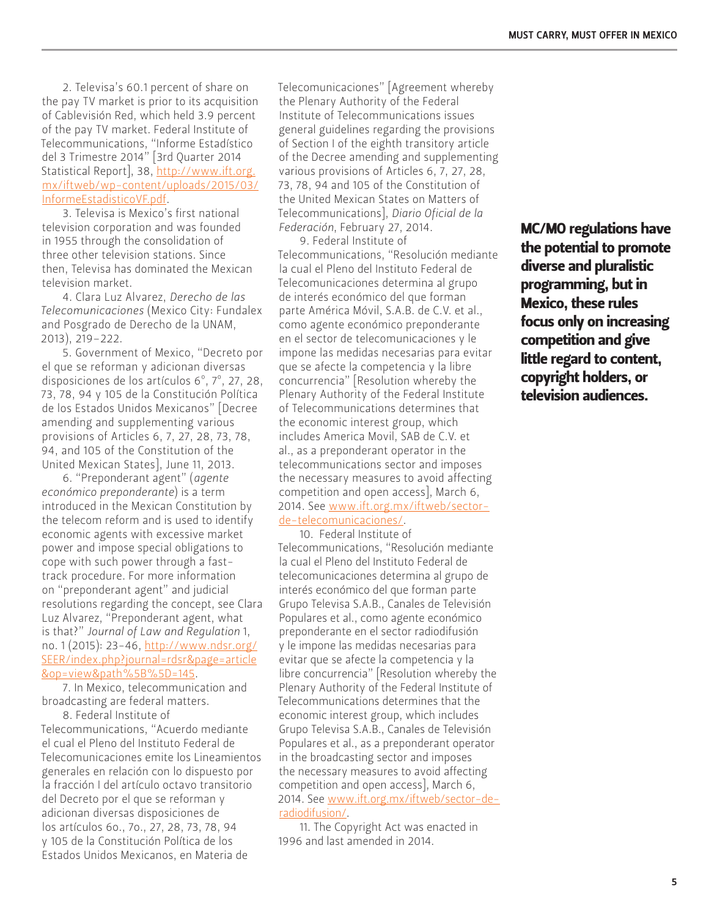2. Televisa's 60.1 percent of share on the pay TV market is prior to its acquisition of Cablevisión Red, which held 3.9 percent of the pay TV market. Federal Institute of Telecommunications, "Informe Estadístico del 3 Trimestre 2014" [3rd Quarter 2014 Statistical Report], 38, http://www.ift.org.mx/iftweb/wp-content/uploads/2015/03/InformeEstadisticoVF.pdf.

3. Televisa is Mexico's first national television corporation and was founded in 1955 through the consolidation of three other television stations. Since then, Televisa has dominated the Mexican television market.

4. Clara Luz Alvarez, *Derecho de las Telecomunicaciones* (Mexico City: Fundalex and Posgrado de Derecho de la UNAM, 2013), 219–222.

5. Government of Mexico, "Decreto por el que se reforman y adicionan diversas disposiciones de los artículos 6°, 7°, 27, 28, 73, 78, 94 y 105 de la Constitución Política de los Estados Unidos Mexicanos" [Decree amending and supplementing various provisions of Articles 6, 7, 27, 28, 73, 78, 94, and 105 of the Constitution of the United Mexican States], June 11, 2013.

6. "Preponderant agent" (*agente económico preponderante*) is a term introduced in the Mexican Constitution by the telecom reform and is used to identify economic agents with excessive market power and impose special obligations to cope with such power through a fast-track procedure. For more information on "preponderant agent" and judicial resolutions regarding the concept, see Clara Luz Alvarez, "Preponderant agent, what is that?" *Journal of Law and Regulation* 1, no. 1 (2015): 23–46, http://www.ndsr.org/SEER/index.php?journal=rdsr&page=article&op=view&path%5B%5D=145.

7. In Mexico, telecommunication and broadcasting are federal matters.

8. Federal Institute of Telecommunications, "Acuerdo mediante el cual el Pleno del Instituto Federal de Telecomunicaciones emite los Lineamientos generales en relación con lo dispuesto por la fracción I del artículo octavo transitorio del Decreto por el que se reforman y adicionan diversas disposiciones de los artículos 6o., 7o., 27, 28, 73, 78, 94 y 105 de la Constitución Política de los Estados Unidos Mexicanos, en Materia de Telecomunicaciones" [Agreement whereby the Plenary Authority of the Federal Institute of Telecommunications issues general guidelines regarding the provisions of Section I of the eighth transitory article of the Decree amending and supplementing various provisions of Articles 6, 7, 27, 28, 73, 78, 94 and 105 of the Constitution of the United Mexican States on Matters of Telecommunications], *Diario Oficial de la Federación*, February 27, 2014.

9. Federal Institute of Telecommunications, "Resolución mediante la cual el Pleno del Instituto Federal de Telecomunicaciones determina al grupo de interés económico del que forman parte América Móvil, S.A.B. de C.V. et al., como agente económico preponderante en el sector de telecomunicaciones y le impone las medidas necesarias para evitar que se afecte la competencia y la libre concurrencia" [Resolution whereby the Plenary Authority of the Federal Institute of Telecommunications determines that the economic interest group, which includes America Movil, SAB de C.V. et al., as a preponderant operator in the telecommunications sector and imposes the necessary measures to avoid affecting competition and open access], March 6, 2014. See www.ift.org.mx/iftweb/sector-de-telecomunicaciones/.

10. Federal Institute of Telecommunications, "Resolución mediante la cual el Pleno del Instituto Federal de telecomunicaciones determina al grupo de interés económico del que forman parte Grupo Televisa S.A.B., Canales de Televisión Populares et al., como agente económico preponderante en el sector radiodifusión y le impone las medidas necesarias para evitar que se afecte la competencia y la libre concurrencia" [Resolution whereby the Plenary Authority of the Federal Institute of Telecommunications determines that the economic interest group, which includes Grupo Televisa S.A.B., Canales de Televisión Populares et al., as a preponderant operator in the broadcasting sector and imposes the necessary measures to avoid affecting competition and open access], March 6, 2014. See www.ift.org.mx/iftweb/sector-de-radiodifusion/.

11. The Copyright Act was enacted in 1996 and last amended in 2014.

**MC/MO regulations have the potential to promote diverse and pluralistic programming, but in Mexico, these rules focus only on increasing competition and give little regard to content, copyright holders, or television audiences.**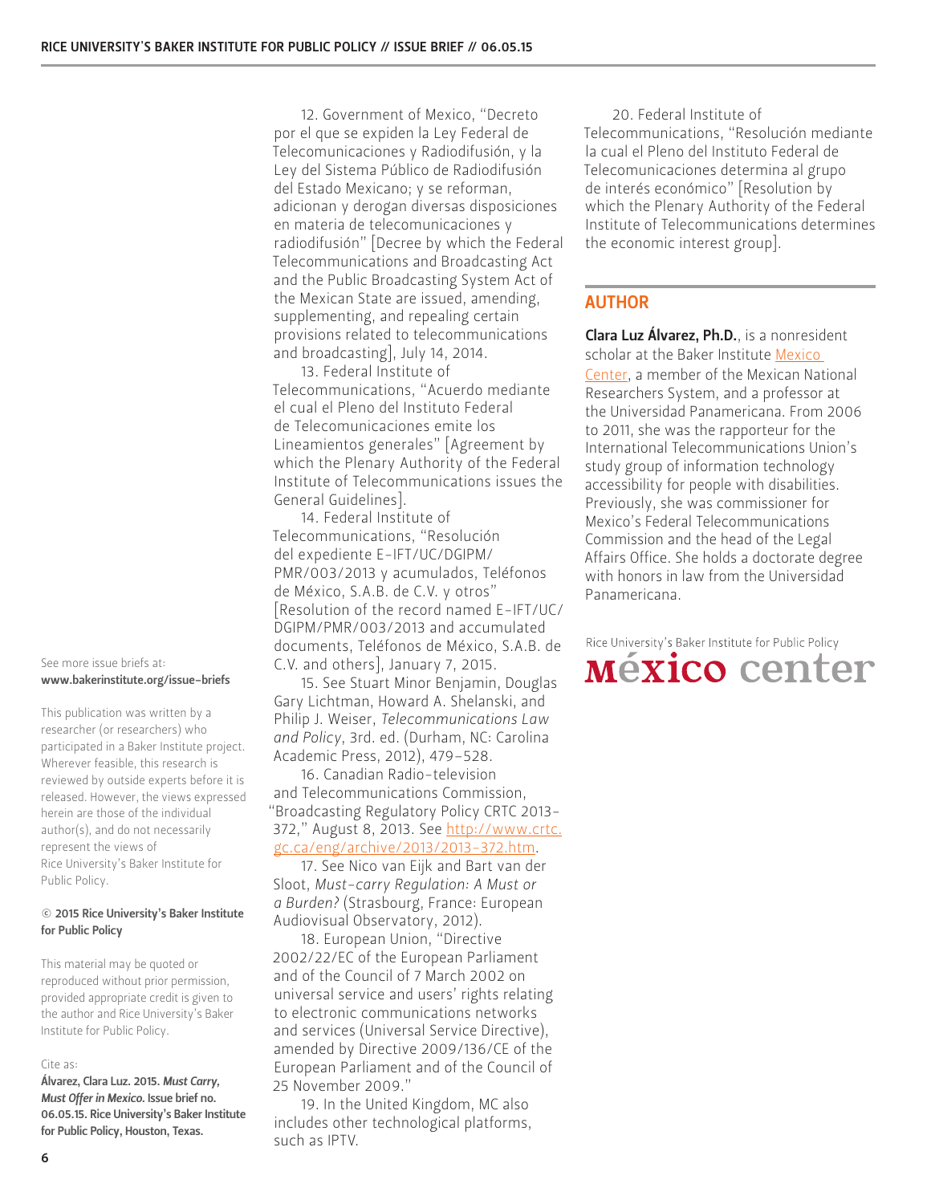12. Government of Mexico, "Decreto por el que se expiden la Ley Federal de Telecomunicaciones y Radiodifusión, y la Ley del Sistema Público de Radiodifusión del Estado Mexicano; y se reforman, adicionan y derogan diversas disposiciones en materia de telecomunicaciones y radiodifusión" [Decree by which the Federal Telecommunications and Broadcasting Act and the Public Broadcasting System Act of the Mexican State are issued, amending, supplementing, and repealing certain provisions related to telecommunications and broadcasting], July 14, 2014.

13. Federal Institute of Telecommunications, "Acuerdo mediante el cual el Pleno del Instituto Federal de Telecomunicaciones emite los Lineamientos generales" [Agreement by which the Plenary Authority of the Federal Institute of Telecommunications issues the General Guidelines].

14. Federal Institute of Telecommunications, "Resolución del expediente E-IFT/UC/DGIPM/PMR/003/2013 y acumulados, Teléfonos de México, S.A.B. de C.V. y otros" [Resolution of the record named E-IFT/UC/DGIPM/PMR/003/2013 and accumulated documents, Teléfonos de México, S.A.B. de C.V. and others], January 7, 2015.

15. See Stuart Minor Benjamin, Douglas Gary Lichtman, Howard A. Shelanski, and Philip J. Weiser, *Telecommunications Law and Policy*, 3rd. ed. (Durham, NC: Carolina Academic Press, 2012), 479–528.

16. Canadian Radio-television and Telecommunications Commission, "Broadcasting Regulatory Policy CRTC 2013-372," August 8, 2013. See http://www.crtc.gc.ca/eng/archive/2013/2013-372.htm.

17. See Nico van Eijk and Bart van der Sloot, *Must-carry Regulation: A Must or a Burden?* (Strasbourg, France: European Audiovisual Observatory, 2012).

18. European Union, "Directive 2002/22/EC of the European Parliament and of the Council of 7 March 2002 on universal service and users' rights relating to electronic communications networks and services (Universal Service Directive), amended by Directive 2009/136/CE of the European Parliament and of the Council of 25 November 2009."

19. In the United Kingdom, MC also includes other technological platforms, such as IPTV.

20. Federal Institute of Telecommunications, "Resolución mediante la cual el Pleno del Instituto Federal de Telecomunicaciones determina al grupo de interés económico" [Resolution by which the Plenary Authority of the Federal Institute of Telecommunications determines the economic interest group].

## AUTHOR

**Clara Luz Álvarez, Ph.D.**, is a nonresident scholar at the Baker Institute Mexico Center, a member of the Mexican National Researchers System, and a professor at the Universidad Panamericana. From 2006 to 2011, she was the rapporteur for the International Telecommunications Union's study group of information technology accessibility for people with disabilities. Previously, she was commissioner for Mexico's Federal Telecommunications Commission and the head of the Legal Affairs Office. She holds a doctorate degree with honors in law from the Universidad Panamericana.

Rice University's Baker Institute for Public Policy
México center

See more issue briefs at:
**www.bakerinstitute.org/issue-briefs**

This publication was written by a researcher (or researchers) who participated in a Baker Institute project. Wherever feasible, this research is reviewed by outside experts before it is released. However, the views expressed herein are those of the individual author(s), and do not necessarily represent the views of Rice University's Baker Institute for Public Policy.

**© 2015 Rice University's Baker Institute for Public Policy**

This material may be quoted or reproduced without prior permission, provided appropriate credit is given to the author and Rice University's Baker Institute for Public Policy.

Cite as:
**Álvarez, Clara Luz. 2015. *Must Carry, Must Offer in Mexico.* Issue brief no. 06.05.15. Rice University's Baker Institute for Public Policy, Houston, Texas.**